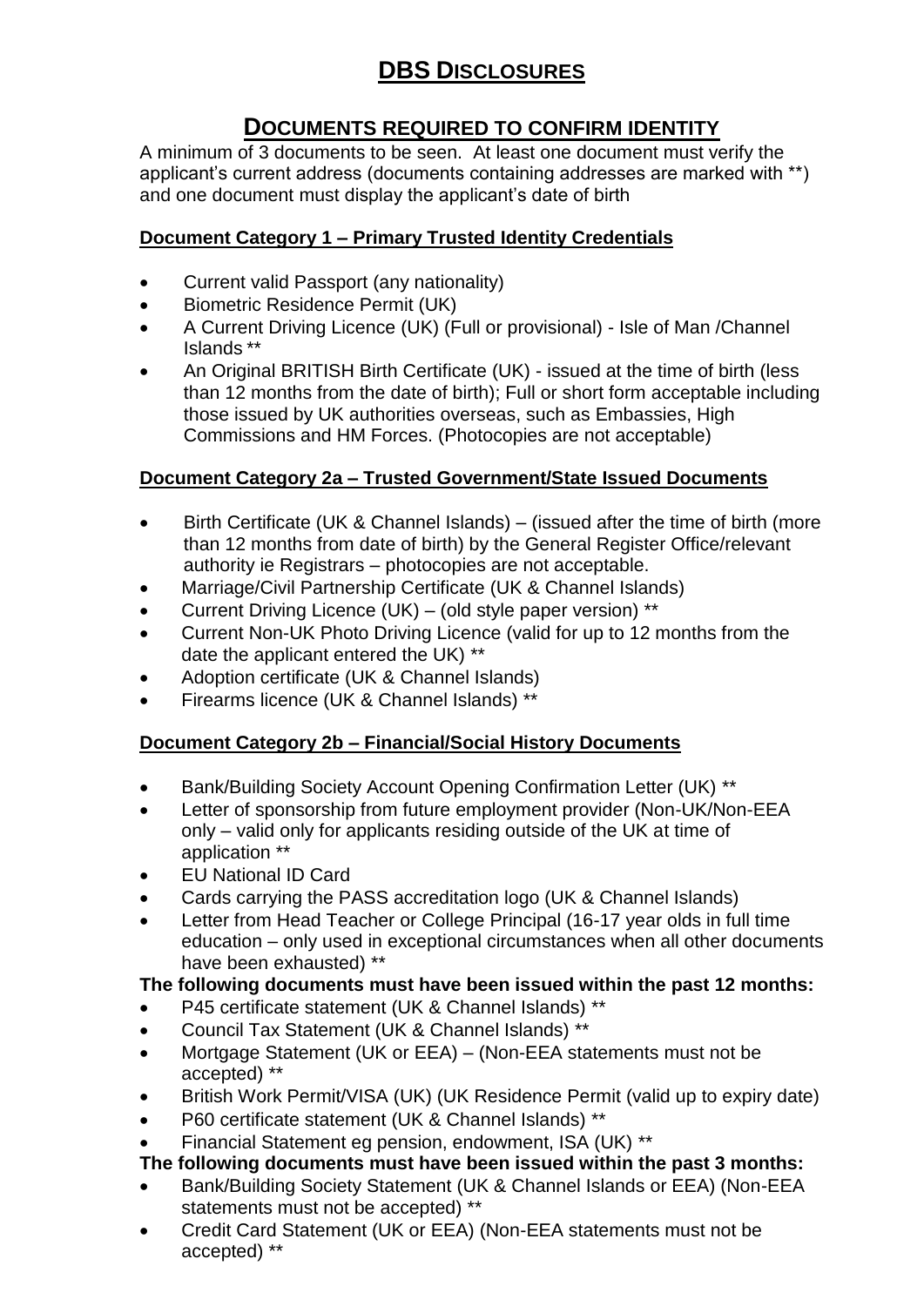# DBS Disclosures

## Documents Required to Confirm Identity

A minimum of 3 documents to be seen. At least one document must verify the applicant's current address (documents containing addresses are marked with **) and one document must display the applicant's date of birth

### Document Category 1 – Primary Trusted Identity Credentials

- Current valid Passport (any nationality)
- Biometric Residence Permit (UK)
- A Current Driving Licence (UK) (Full or provisional) - Isle of Man /Channel Islands **
- An Original BRITISH Birth Certificate (UK) - issued at the time of birth (less than 12 months from the date of birth); Full or short form acceptable including those issued by UK authorities overseas, such as Embassies, High Commissions and HM Forces. (Photocopies are not acceptable)

### Document Category 2a – Trusted Government/State Issued Documents

- Birth Certificate (UK & Channel Islands) – (issued after the time of birth (more than 12 months from date of birth) by the General Register Office/relevant authority ie Registrars – photocopies are not acceptable.
- Marriage/Civil Partnership Certificate (UK & Channel Islands)
- Current Driving Licence (UK) – (old style paper version) **
- Current Non-UK Photo Driving Licence (valid for up to 12 months from the date the applicant entered the UK) **
- Adoption certificate (UK & Channel Islands)
- Firearms licence (UK & Channel Islands) **

### Document Category 2b – Financial/Social History Documents

- Bank/Building Society Account Opening Confirmation Letter (UK) **
- Letter of sponsorship from future employment provider (Non-UK/Non-EEA only – valid only for applicants residing outside of the UK at time of application **
- EU National ID Card
- Cards carrying the PASS accreditation logo (UK & Channel Islands)
- Letter from Head Teacher or College Principal (16-17 year olds in full time education – only used in exceptional circumstances when all other documents have been exhausted) **

**The following documents must have been issued within the past 12 months:**

- P45 certificate statement (UK & Channel Islands) **
- Council Tax Statement (UK & Channel Islands) **
- Mortgage Statement (UK or EEA) – (Non-EEA statements must not be accepted) **
- British Work Permit/VISA (UK) (UK Residence Permit (valid up to expiry date)
- P60 certificate statement (UK & Channel Islands) **
- Financial Statement eg pension, endowment, ISA (UK) **

**The following documents must have been issued within the past 3 months:**

- Bank/Building Society Statement (UK & Channel Islands or EEA) (Non-EEA statements must not be accepted) **
- Credit Card Statement (UK or EEA) (Non-EEA statements must not be accepted) **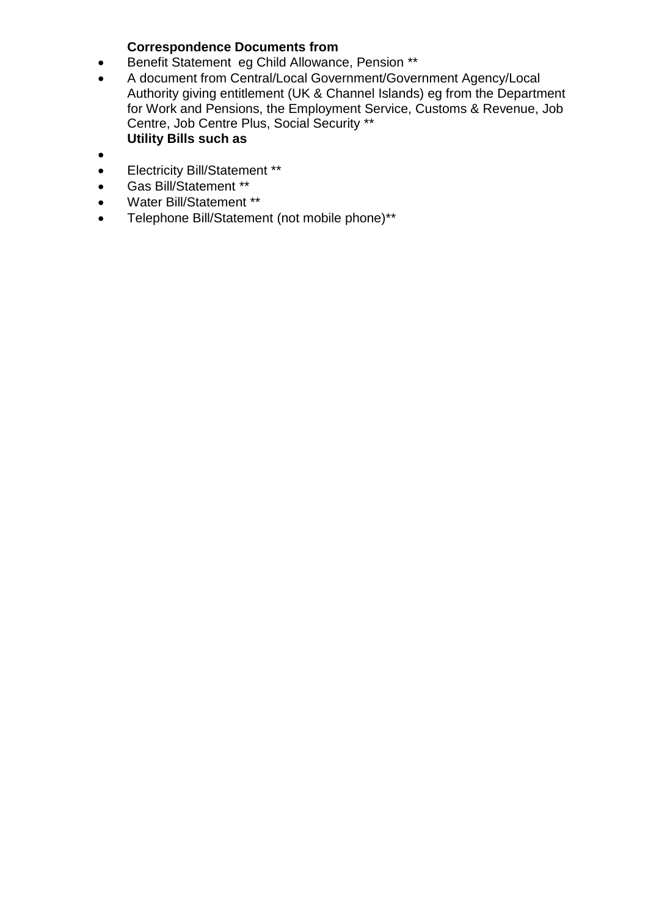**Correspondence Documents from**

- Benefit Statement eg Child Allowance, Pension **
- A document from Central/Local Government/Government Agency/Local Authority giving entitlement (UK & Channel Islands) eg from the Department for Work and Pensions, the Employment Service, Customs & Revenue, Job Centre, Job Centre Plus, Social Security **

**Utility Bills such as**

- Electricity Bill/Statement **
- Gas Bill/Statement **
- Water Bill/Statement **
- Telephone Bill/Statement (not mobile phone)**